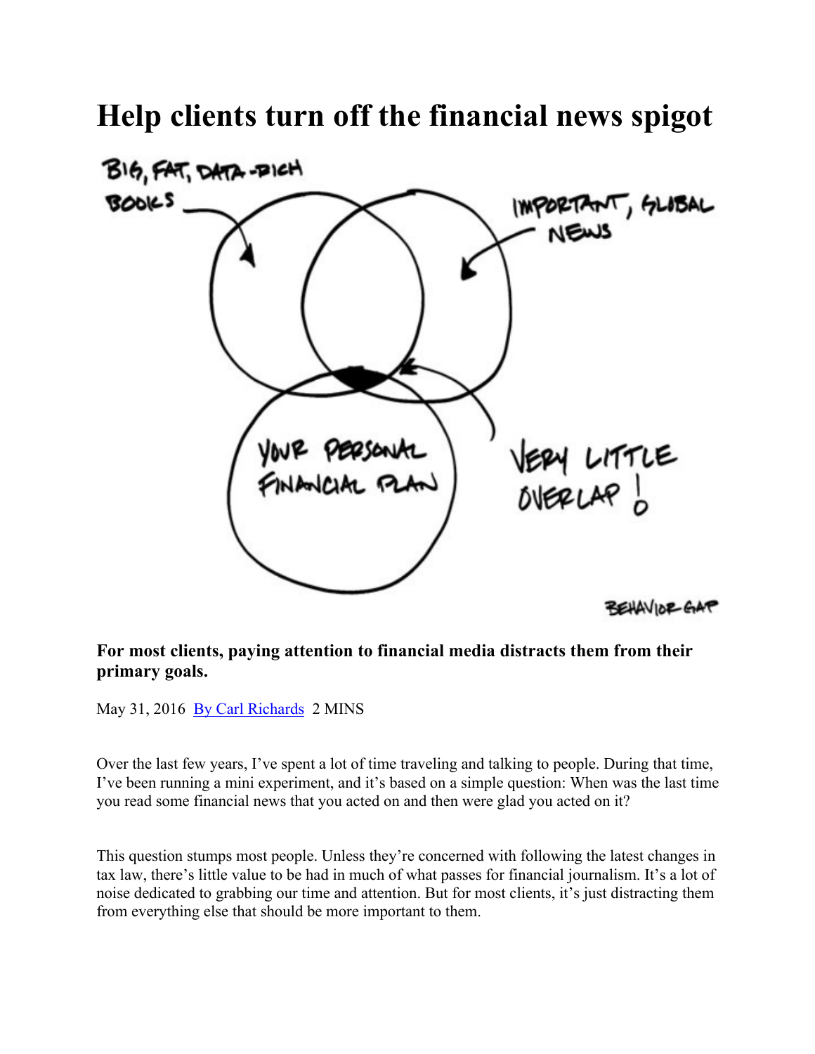# Help clients turn off the financial news spigot

**For most clients, paying attention to financial media distracts them from their primary goals.**

May 31, 2016 By Carl Richards 2 MINS

Over the last few years, I've spent a lot of time traveling and talking to people. During that time, I've been running a mini experiment, and it's based on a simple question: When was the last time you read some financial news that you acted on and then were glad you acted on it?

This question stumps most people. Unless they're concerned with following the latest changes in tax law, there's little value to be had in much of what passes for financial journalism. It's a lot of noise dedicated to grabbing our time and attention. But for most clients, it's just distracting them from everything else that should be more important to them.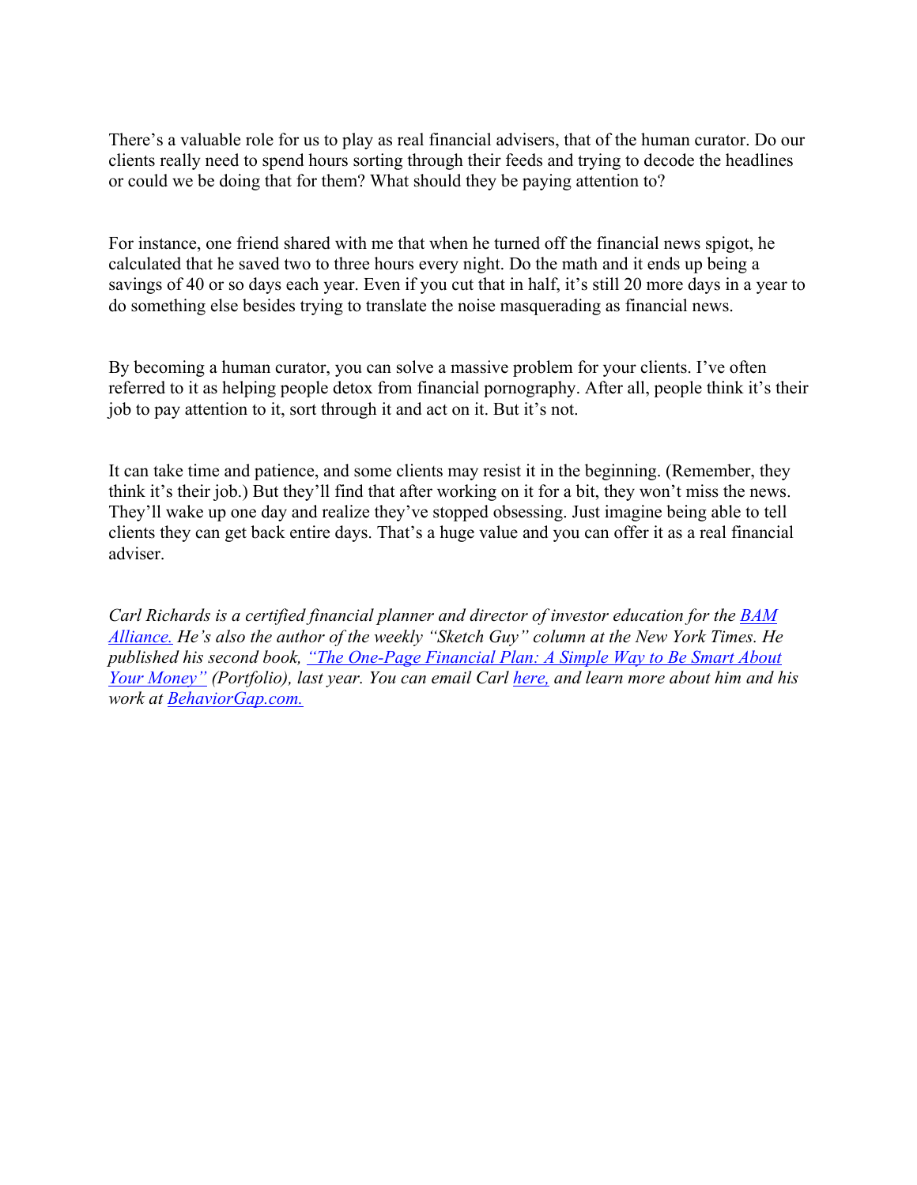There's a valuable role for us to play as real financial advisers, that of the human curator. Do our clients really need to spend hours sorting through their feeds and trying to decode the headlines or could we be doing that for them? What should they be paying attention to?

For instance, one friend shared with me that when he turned off the financial news spigot, he calculated that he saved two to three hours every night. Do the math and it ends up being a savings of 40 or so days each year. Even if you cut that in half, it's still 20 more days in a year to do something else besides trying to translate the noise masquerading as financial news.

By becoming a human curator, you can solve a massive problem for your clients. I've often referred to it as helping people detox from financial pornography. After all, people think it's their job to pay attention to it, sort through it and act on it. But it's not.

It can take time and patience, and some clients may resist it in the beginning. (Remember, they think it's their job.) But they'll find that after working on it for a bit, they won't miss the news. They'll wake up one day and realize they've stopped obsessing. Just imagine being able to tell clients they can get back entire days. That's a huge value and you can offer it as a real financial adviser.

*Carl Richards is a certified financial planner and director of investor education for the BAM Alliance. He's also the author of the weekly "Sketch Guy" column at the New York Times. He published his second book, "The One-Page Financial Plan: A Simple Way to Be Smart About Your Money" (Portfolio), last year. You can email Carl here, and learn more about him and his work at BehaviorGap.com.*